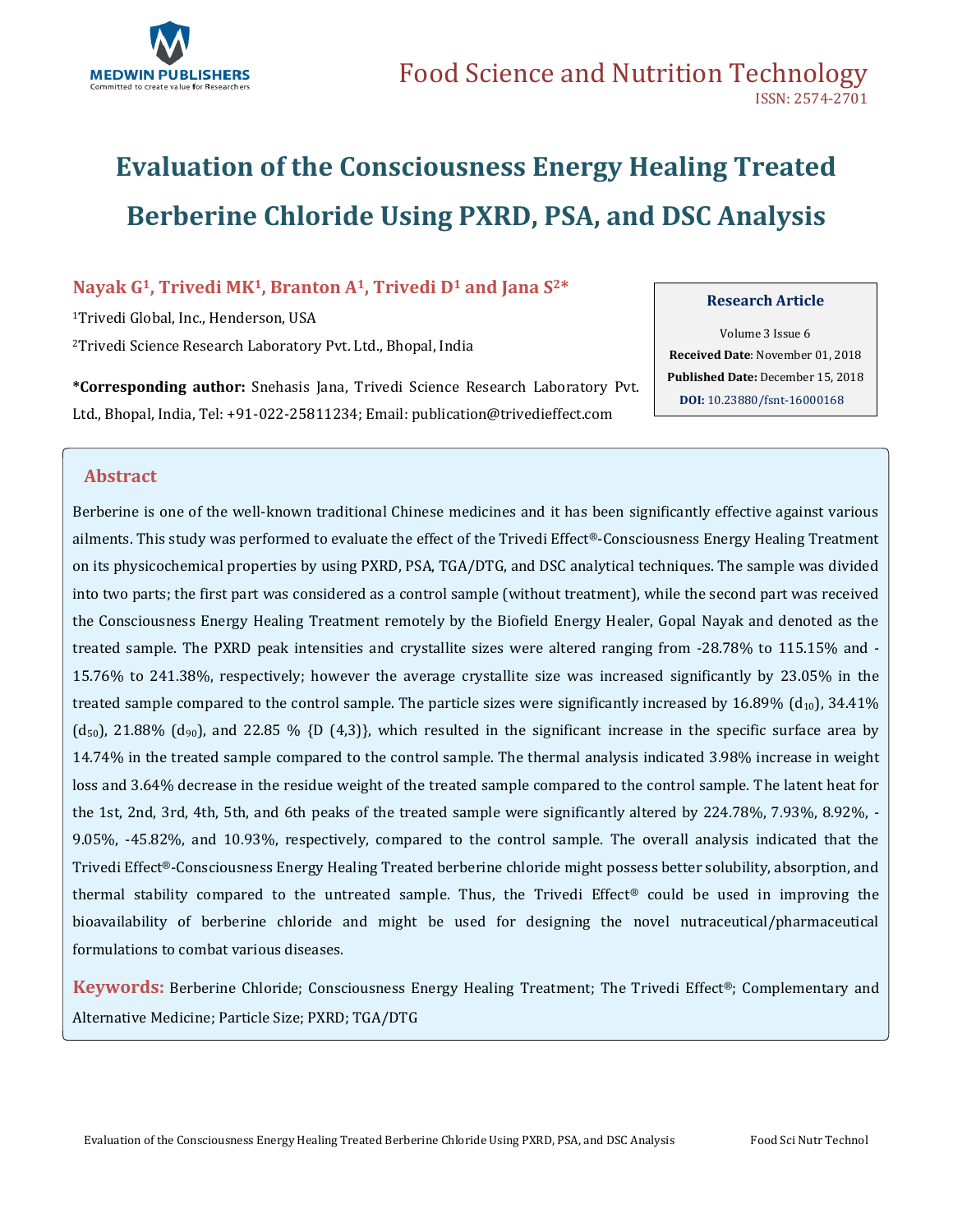# Evaluation of the Consciousness Energy Healing Treated Berberine Chloride Using PXRD, PSA, and DSC Analysis

**Nayak G[1], Trivedi MK[1], Branton A[1], Trivedi D[1] and Jana S[2]***

[1]Trivedi Global, Inc., Henderson, USA

[2]Trivedi Science Research Laboratory Pvt. Ltd., Bhopal, India

***Corresponding author:** Snehasis Jana, Trivedi Science Research Laboratory Pvt. Ltd., Bhopal, India, Tel: +91-022-25811234; Email: publication@trivedieffect.com

**Research Article**

Volume 3 Issue 6

**Received Date**: November 01, 2018

**Published Date:** December 15, 2018

**DOI:** 10.23880/fsnt-16000168

## Abstract

Berberine is one of the well-known traditional Chinese medicines and it has been significantly effective against various ailments. This study was performed to evaluate the effect of the Trivedi Effect®-Consciousness Energy Healing Treatment on its physicochemical properties by using PXRD, PSA, TGA/DTG, and DSC analytical techniques. The sample was divided into two parts; the first part was considered as a control sample (without treatment), while the second part was received the Consciousness Energy Healing Treatment remotely by the Biofield Energy Healer, Gopal Nayak and denoted as the treated sample. The PXRD peak intensities and crystallite sizes were altered ranging from -28.78% to 115.15% and -15.76% to 241.38%, respectively; however the average crystallite size was increased significantly by 23.05% in the treated sample compared to the control sample. The particle sizes were significantly increased by 16.89% ($d_{10}$), 34.41% ($d_{50}$), 21.88% ($d_{90}$), and 22.85 % {D (4,3)}, which resulted in the significant increase in the specific surface area by 14.74% in the treated sample compared to the control sample. The thermal analysis indicated 3.98% increase in weight loss and 3.64% decrease in the residue weight of the treated sample compared to the control sample. The latent heat for the 1st, 2nd, 3rd, 4th, 5th, and 6th peaks of the treated sample were significantly altered by 224.78%, 7.93%, 8.92%, -9.05%, -45.82%, and 10.93%, respectively, compared to the control sample. The overall analysis indicated that the Trivedi Effect®-Consciousness Energy Healing Treated berberine chloride might possess better solubility, absorption, and thermal stability compared to the untreated sample. Thus, the Trivedi Effect® could be used in improving the bioavailability of berberine chloride and might be used for designing the novel nutraceutical/pharmaceutical formulations to combat various diseases.

**Keywords:** Berberine Chloride; Consciousness Energy Healing Treatment; The Trivedi Effect®; Complementary and Alternative Medicine; Particle Size; PXRD; TGA/DTG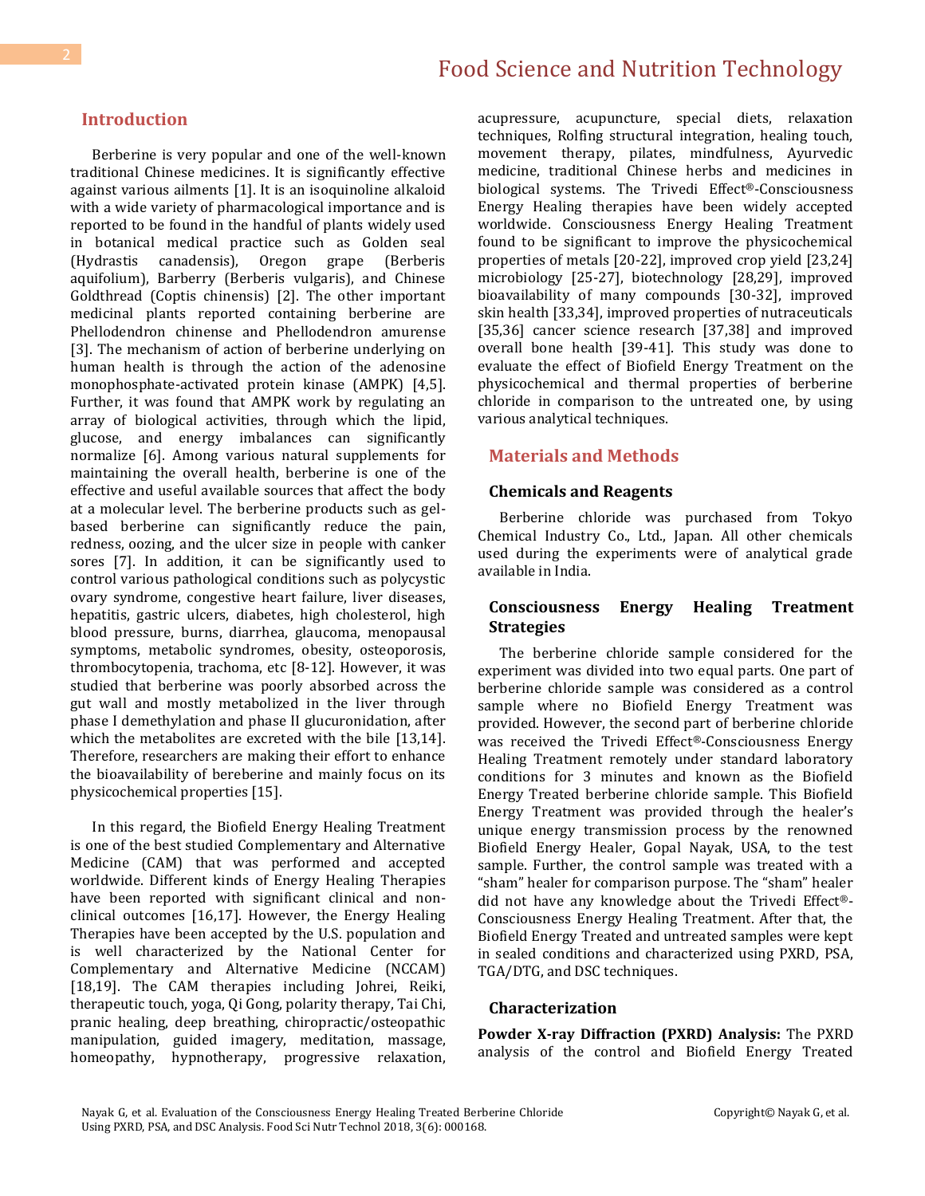## Introduction

Berberine is very popular and one of the well-known traditional Chinese medicines. It is significantly effective against various ailments [1]. It is an isoquinoline alkaloid with a wide variety of pharmacological importance and is reported to be found in the handful of plants widely used in botanical medical practice such as Golden seal (Hydrastis canadensis), Oregon grape (Berberis aquifolium), Barberry (Berberis vulgaris), and Chinese Goldthread (Coptis chinensis) [2]. The other important medicinal plants reported containing berberine are Phellodendron chinense and Phellodendron amurense [3]. The mechanism of action of berberine underlying on human health is through the action of the adenosine monophosphate-activated protein kinase (AMPK) [4,5]. Further, it was found that AMPK work by regulating an array of biological activities, through which the lipid, glucose, and energy imbalances can significantly normalize [6]. Among various natural supplements for maintaining the overall health, berberine is one of the effective and useful available sources that affect the body at a molecular level. The berberine products such as gel-based berberine can significantly reduce the pain, redness, oozing, and the ulcer size in people with canker sores [7]. In addition, it can be significantly used to control various pathological conditions such as polycystic ovary syndrome, congestive heart failure, liver diseases, hepatitis, gastric ulcers, diabetes, high cholesterol, high blood pressure, burns, diarrhea, glaucoma, menopausal symptoms, metabolic syndromes, obesity, osteoporosis, thrombocytopenia, trachoma, etc [8-12]. However, it was studied that berberine was poorly absorbed across the gut wall and mostly metabolized in the liver through phase I demethylation and phase II glucuronidation, after which the metabolites are excreted with the bile [13,14]. Therefore, researchers are making their effort to enhance the bioavailability of bereberine and mainly focus on its physicochemical properties [15].

In this regard, the Biofield Energy Healing Treatment is one of the best studied Complementary and Alternative Medicine (CAM) that was performed and accepted worldwide. Different kinds of Energy Healing Therapies have been reported with significant clinical and non-clinical outcomes [16,17]. However, the Energy Healing Therapies have been accepted by the U.S. population and is well characterized by the National Center for Complementary and Alternative Medicine (NCCAM) [18,19]. The CAM therapies including Johrei, Reiki, therapeutic touch, yoga, Qi Gong, polarity therapy, Tai Chi, pranic healing, deep breathing, chiropractic/osteopathic manipulation, guided imagery, meditation, massage, homeopathy, hypnotherapy, progressive relaxation, acupressure, acupuncture, special diets, relaxation techniques, Rolfing structural integration, healing touch, movement therapy, pilates, mindfulness, Ayurvedic medicine, traditional Chinese herbs and medicines in biological systems. The Trivedi Effect®-Consciousness Energy Healing therapies have been widely accepted worldwide. Consciousness Energy Healing Treatment found to be significant to improve the physicochemical properties of metals [20-22], improved crop yield [23,24] microbiology [25-27], biotechnology [28,29], improved bioavailability of many compounds [30-32], improved skin health [33,34], improved properties of nutraceuticals [35,36] cancer science research [37,38] and improved overall bone health [39-41]. This study was done to evaluate the effect of Biofield Energy Treatment on the physicochemical and thermal properties of berberine chloride in comparison to the untreated one, by using various analytical techniques.

## Materials and Methods

### Chemicals and Reagents

Berberine chloride was purchased from Tokyo Chemical Industry Co., Ltd., Japan. All other chemicals used during the experiments were of analytical grade available in India.

### Consciousness Energy Healing Treatment Strategies

The berberine chloride sample considered for the experiment was divided into two equal parts. One part of berberine chloride sample was considered as a control sample where no Biofield Energy Treatment was provided. However, the second part of berberine chloride was received the Trivedi Effect®-Consciousness Energy Healing Treatment remotely under standard laboratory conditions for 3 minutes and known as the Biofield Energy Treated berberine chloride sample. This Biofield Energy Treatment was provided through the healer's unique energy transmission process by the renowned Biofield Energy Healer, Gopal Nayak, USA, to the test sample. Further, the control sample was treated with a "sham" healer for comparison purpose. The "sham" healer did not have any knowledge about the Trivedi Effect®-Consciousness Energy Healing Treatment. After that, the Biofield Energy Treated and untreated samples were kept in sealed conditions and characterized using PXRD, PSA, TGA/DTG, and DSC techniques.

### Characterization

**Powder X-ray Diffraction (PXRD) Analysis:** The PXRD analysis of the control and Biofield Energy Treated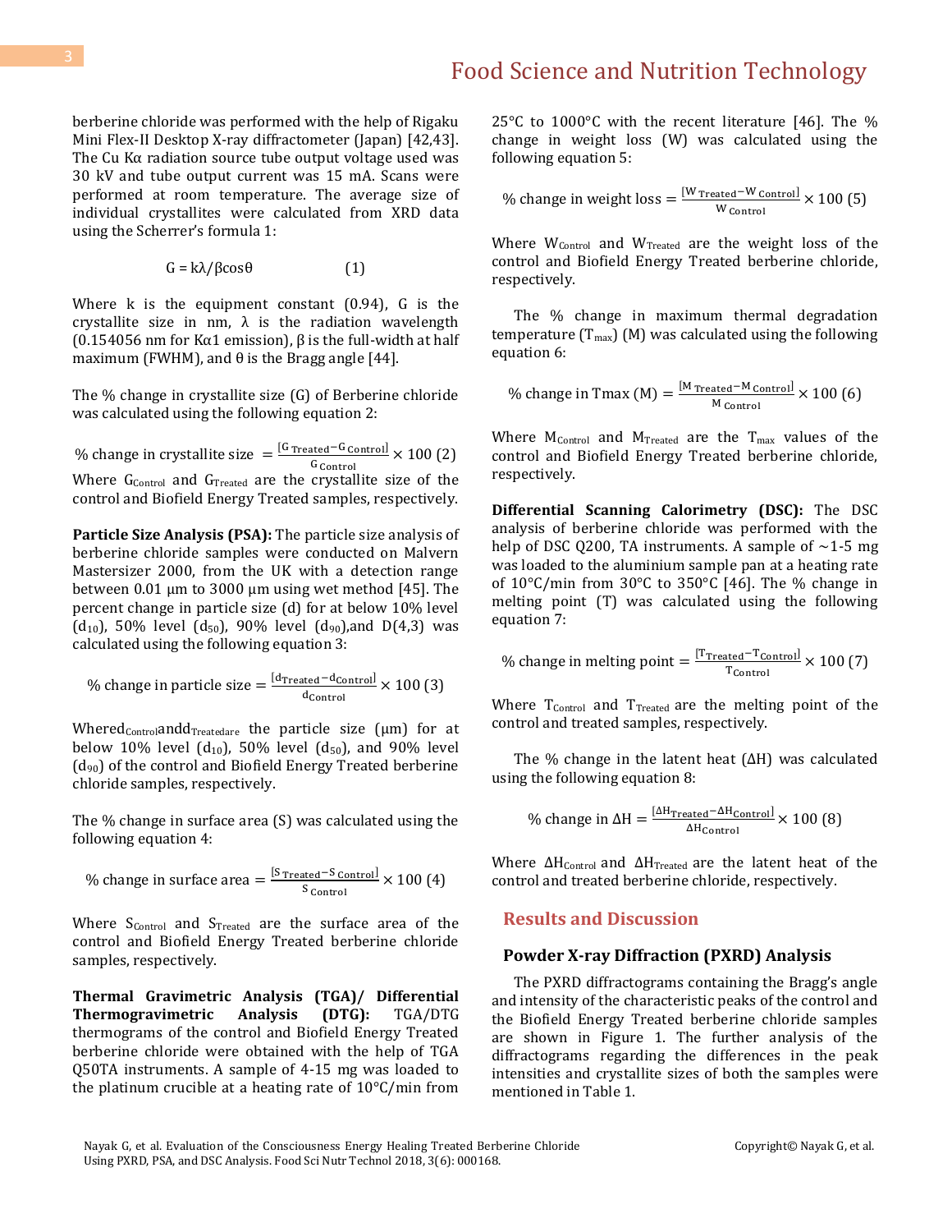berberine chloride was performed with the help of Rigaku Mini Flex-II Desktop X-ray diffractometer (Japan) [42,43]. The Cu Kα radiation source tube output voltage used was 30 kV and tube output current was 15 mA. Scans were performed at room temperature. The average size of individual crystallites were calculated from XRD data using the Scherrer's formula 1:

$$G = k\lambda/\beta\cos\theta \qquad (1)$$

Where k is the equipment constant (0.94), G is the crystallite size in nm, λ is the radiation wavelength (0.154056 nm for Kα1 emission), β is the full-width at half maximum (FWHM), and θ is the Bragg angle [44].

The % change in crystallite size (G) of Berberine chloride was calculated using the following equation 2:

$$\%\text{ change in crystallite size } = \frac{[G_{\text{Treated}} - G_{\text{Control}}]}{G_{\text{Control}}} \times 100 \quad (2)$$

Where $G_{Control}$ and $G_{Treated}$ are the crystallite size of the control and Biofield Energy Treated samples, respectively.

**Particle Size Analysis (PSA):** The particle size analysis of berberine chloride samples were conducted on Malvern Mastersizer 2000, from the UK with a detection range between 0.01 μm to 3000 μm using wet method [45]. The percent change in particle size (d) for at below 10% level ($d_{10}$), 50% level ($d_{50}$), 90% level ($d_{90}$),and D(4,3) was calculated using the following equation 3:

$$\%\text{ change in particle size} = \frac{[d_{\text{Treated}} - d_{\text{Control}}]}{d_{\text{Control}}} \times 100 \quad (3)$$

Where$d_{Control}$and$d_{Treated}$are the particle size (μm) for at below 10% level ($d_{10}$), 50% level ($d_{50}$), and 90% level ($d_{90}$) of the control and Biofield Energy Treated berberine chloride samples, respectively.

The % change in surface area (S) was calculated using the following equation 4:

$$\%\text{ change in surface area} = \frac{[S_{\text{Treated}} - S_{\text{Control}}]}{S_{\text{Control}}} \times 100 \quad (4)$$

Where $S_{Control}$ and $S_{Treated}$ are the surface area of the control and Biofield Energy Treated berberine chloride samples, respectively.

**Thermal Gravimetric Analysis (TGA)/ Differential Thermogravimetric Analysis (DTG):** TGA/DTG thermograms of the control and Biofield Energy Treated berberine chloride were obtained with the help of TGA Q50TA instruments. A sample of 4-15 mg was loaded to the platinum crucible at a heating rate of 10°C/min from 25°C to 1000°C with the recent literature [46]. The % change in weight loss (W) was calculated using the following equation 5:

$$\%\text{ change in weight loss} = \frac{[W_{\text{Treated}} - W_{\text{Control}}]}{W_{\text{Control}}} \times 100 \quad (5)$$

Where $W_{Control}$ and $W_{Treated}$ are the weight loss of the control and Biofield Energy Treated berberine chloride, respectively.

The % change in maximum thermal degradation temperature ($T_{max}$) (M) was calculated using the following equation 6:

$$\%\text{ change in Tmax (M)} = \frac{[M_{\text{Treated}} - M_{\text{Control}}]}{M_{\text{Control}}} \times 100 \quad (6)$$

Where $M_{Control}$ and $M_{Treated}$ are the $T_{max}$ values of the control and Biofield Energy Treated berberine chloride, respectively.

**Differential Scanning Calorimetry (DSC):** The DSC analysis of berberine chloride was performed with the help of DSC Q200, TA instruments. A sample of ~1-5 mg was loaded to the aluminium sample pan at a heating rate of 10°C/min from 30°C to 350°C [46]. The % change in melting point (T) was calculated using the following equation 7:

$$\%\text{ change in melting point} = \frac{[T_{\text{Treated}} - T_{\text{Control}}]}{T_{\text{Control}}} \times 100 \quad (7)$$

Where $T_{Control}$ and $T_{Treated}$ are the melting point of the control and treated samples, respectively.

The % change in the latent heat (ΔH) was calculated using the following equation 8:

$$\%\text{ change in }\Delta H = \frac{[\Delta H_{\text{Treated}} - \Delta H_{\text{Control}}]}{\Delta H_{\text{Control}}} \times 100 \quad (8)$$

Where $\Delta H_{Control}$ and $\Delta H_{Treated}$ are the latent heat of the control and treated berberine chloride, respectively.

## Results and Discussion

### Powder X-ray Diffraction (PXRD) Analysis

The PXRD diffractograms containing the Bragg's angle and intensity of the characteristic peaks of the control and the Biofield Energy Treated berberine chloride samples are shown in Figure 1. The further analysis of the diffractograms regarding the differences in the peak intensities and crystallite sizes of both the samples were mentioned in Table 1.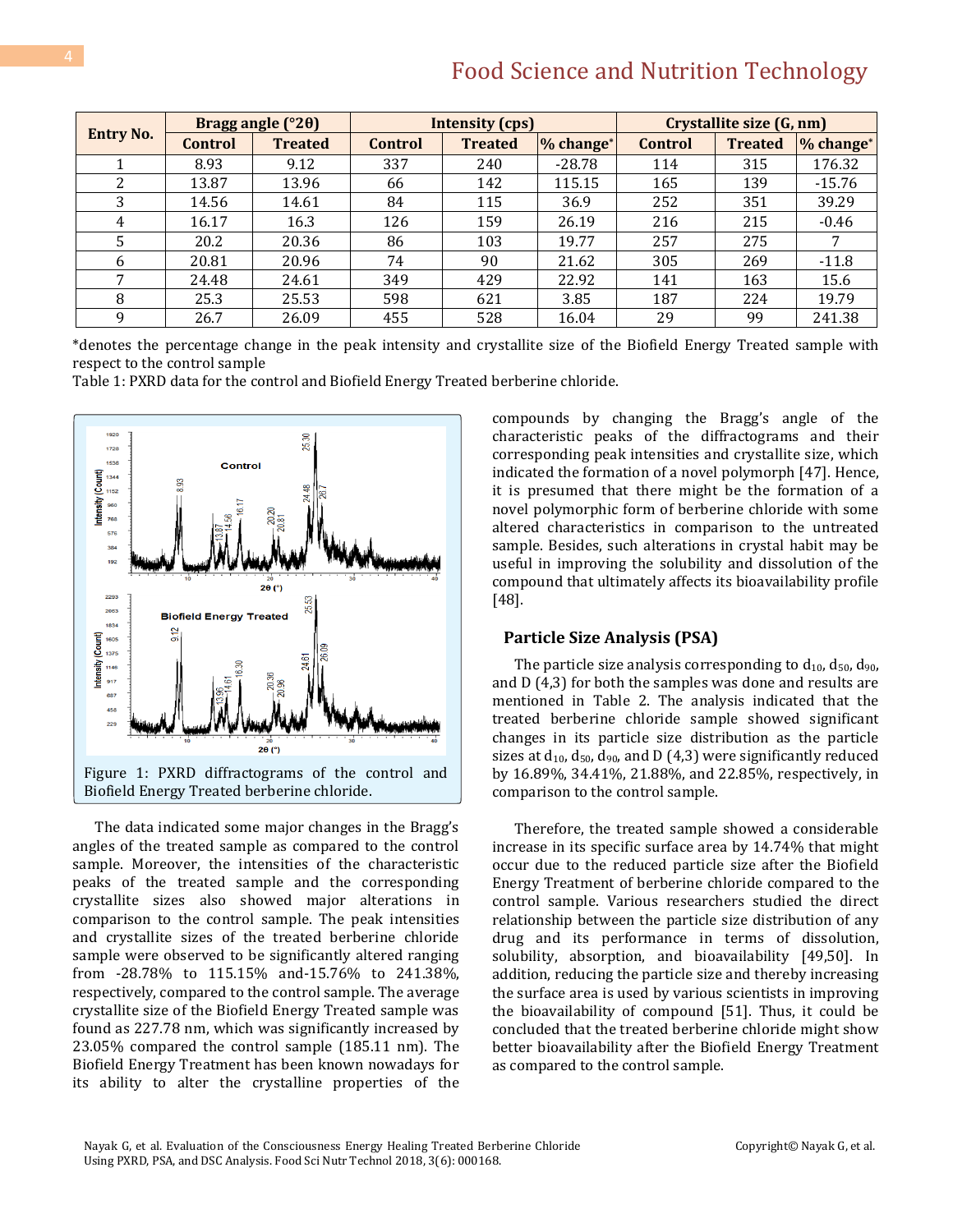| Entry No. | Bragg angle (°2θ) | | Intensity (cps) | | | Crystallite size (G, nm) | | |
|---|---|---|---|---|---|---|---|---|
| | Control | Treated | Control | Treated | % change* | Control | Treated | % change* |
| 1 | 8.93 | 9.12 | 337 | 240 | -28.78 | 114 | 315 | 176.32 |
| 2 | 13.87 | 13.96 | 66 | 142 | 115.15 | 165 | 139 | -15.76 |
| 3 | 14.56 | 14.61 | 84 | 115 | 36.9 | 252 | 351 | 39.29 |
| 4 | 16.17 | 16.3 | 126 | 159 | 26.19 | 216 | 215 | -0.46 |
| 5 | 20.2 | 20.36 | 86 | 103 | 19.77 | 257 | 275 | 7 |
| 6 | 20.81 | 20.96 | 74 | 90 | 21.62 | 305 | 269 | -11.8 |
| 7 | 24.48 | 24.61 | 349 | 429 | 22.92 | 141 | 163 | 15.6 |
| 8 | 25.3 | 25.53 | 598 | 621 | 3.85 | 187 | 224 | 19.79 |
| 9 | 26.7 | 26.09 | 455 | 528 | 16.04 | 29 | 99 | 241.38 |

*denotes the percentage change in the peak intensity and crystallite size of the Biofield Energy Treated sample with respect to the control sample

Table 1: PXRD data for the control and Biofield Energy Treated berberine chloride.

Figure 1: PXRD diffractograms of the control and Biofield Energy Treated berberine chloride.

The data indicated some major changes in the Bragg's angles of the treated sample as compared to the control sample. Moreover, the intensities of the characteristic peaks of the treated sample and the corresponding crystallite sizes also showed major alterations in comparison to the control sample. The peak intensities and crystallite sizes of the treated berberine chloride sample were observed to be significantly altered ranging from -28.78% to 115.15% and-15.76% to 241.38%, respectively, compared to the control sample. The average crystallite size of the Biofield Energy Treated sample was found as 227.78 nm, which was significantly increased by 23.05% compared the control sample (185.11 nm). The Biofield Energy Treatment has been known nowadays for its ability to alter the crystalline properties of the compounds by changing the Bragg's angle of the characteristic peaks of the diffractograms and their corresponding peak intensities and crystallite size, which indicated the formation of a novel polymorph [47]. Hence, it is presumed that there might be the formation of a novel polymorphic form of berberine chloride with some altered characteristics in comparison to the untreated sample. Besides, such alterations in crystal habit may be useful in improving the solubility and dissolution of the compound that ultimately affects its bioavailability profile [48].

## Particle Size Analysis (PSA)

The particle size analysis corresponding to $d_{10}$, $d_{50}$, $d_{90}$, and D (4,3) for both the samples was done and results are mentioned in Table 2. The analysis indicated that the treated berberine chloride sample showed significant changes in its particle size distribution as the particle sizes at $d_{10}$, $d_{50}$, $d_{90}$, and D (4,3) were significantly reduced by 16.89%, 34.41%, 21.88%, and 22.85%, respectively, in comparison to the control sample.

Therefore, the treated sample showed a considerable increase in its specific surface area by 14.74% that might occur due to the reduced particle size after the Biofield Energy Treatment of berberine chloride compared to the control sample. Various researchers studied the direct relationship between the particle size distribution of any drug and its performance in terms of dissolution, solubility, absorption, and bioavailability [49,50]. In addition, reducing the particle size and thereby increasing the surface area is used by various scientists in improving the bioavailability of compound [51]. Thus, it could be concluded that the treated berberine chloride might show better bioavailability after the Biofield Energy Treatment as compared to the control sample.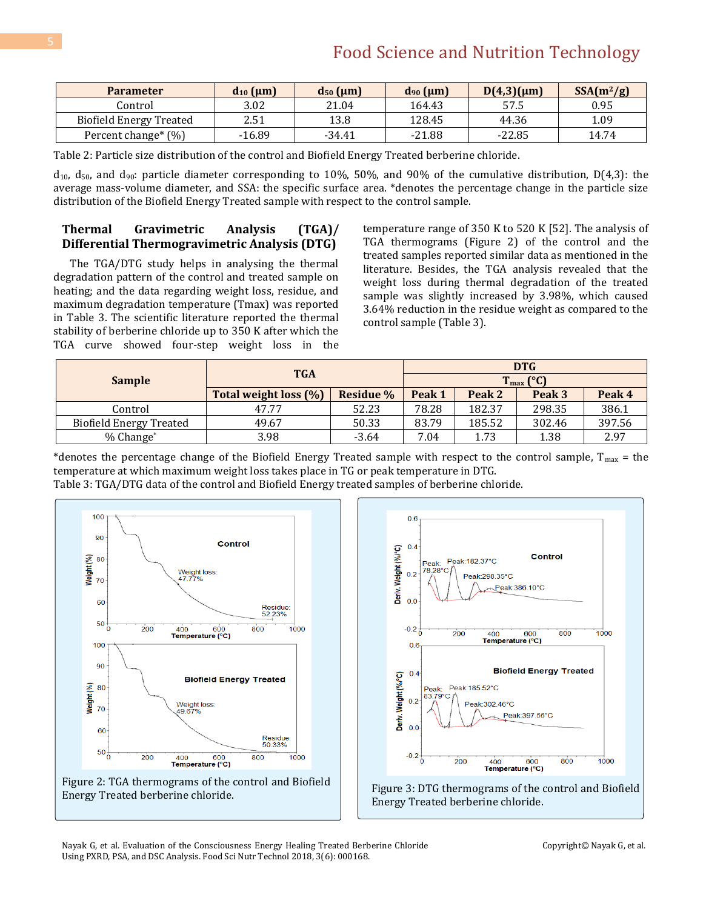| Parameter | $d_{10}$ (μm) | $d_{50}$ (μm) | $d_{90}$ (μm) | D(4,3)(μm) | SSA($m^2$/g) |
|---|---|---|---|---|---|
| Control | 3.02 | 21.04 | 164.43 | 57.5 | 0.95 |
| Biofield Energy Treated | 2.51 | 13.8 | 128.45 | 44.36 | 1.09 |
| Percent change* (%) | -16.89 | -34.41 | -21.88 | -22.85 | 14.74 |

Table 2: Particle size distribution of the control and Biofield Energy Treated berberine chloride.

$d_{10}$, $d_{50}$, and $d_{90}$: particle diameter corresponding to 10%, 50%, and 90% of the cumulative distribution, D(4,3): the average mass-volume diameter, and SSA: the specific surface area. *denotes the percentage change in the particle size distribution of the Biofield Energy Treated sample with respect to the control sample.

## Thermal Gravimetric Analysis (TGA)/ Differential Thermogravimetric Analysis (DTG)

The TGA/DTG study helps in analysing the thermal degradation pattern of the control and treated sample on heating; and the data regarding weight loss, residue, and maximum degradation temperature (Tmax) was reported in Table 3. The scientific literature reported the thermal stability of berberine chloride up to 350 K after which the TGA curve showed four-step weight loss in the temperature range of 350 K to 520 K [52]. The analysis of TGA thermograms (Figure 2) of the control and the treated samples reported similar data as mentioned in the literature. Besides, the TGA analysis revealed that the weight loss during thermal degradation of the treated sample was slightly increased by 3.98%, which caused 3.64% reduction in the residue weight as compared to the control sample (Table 3).

| Sample | TGA | | DTG | | | |
|---|---|---|---|---|---|---|
| | | | $T_{max}$ (°C) | | | |
| | Total weight loss (%) | Residue % | Peak 1 | Peak 2 | Peak 3 | Peak 4 |
| Control | 47.77 | 52.23 | 78.28 | 182.37 | 298.35 | 386.1 |
| Biofield Energy Treated | 49.67 | 50.33 | 83.79 | 185.52 | 302.46 | 397.56 |
| % Change* | 3.98 | -3.64 | 7.04 | 1.73 | 1.38 | 2.97 |

*denotes the percentage change of the Biofield Energy Treated sample with respect to the control sample, $T_{max}$ = the temperature at which maximum weight loss takes place in TG or peak temperature in DTG.

Table 3: TGA/DTG data of the control and Biofield Energy treated samples of berberine chloride.

Figure 2: TGA thermograms of the control and Biofield Energy Treated berberine chloride.

Figure 3: DTG thermograms of the control and Biofield Energy Treated berberine chloride.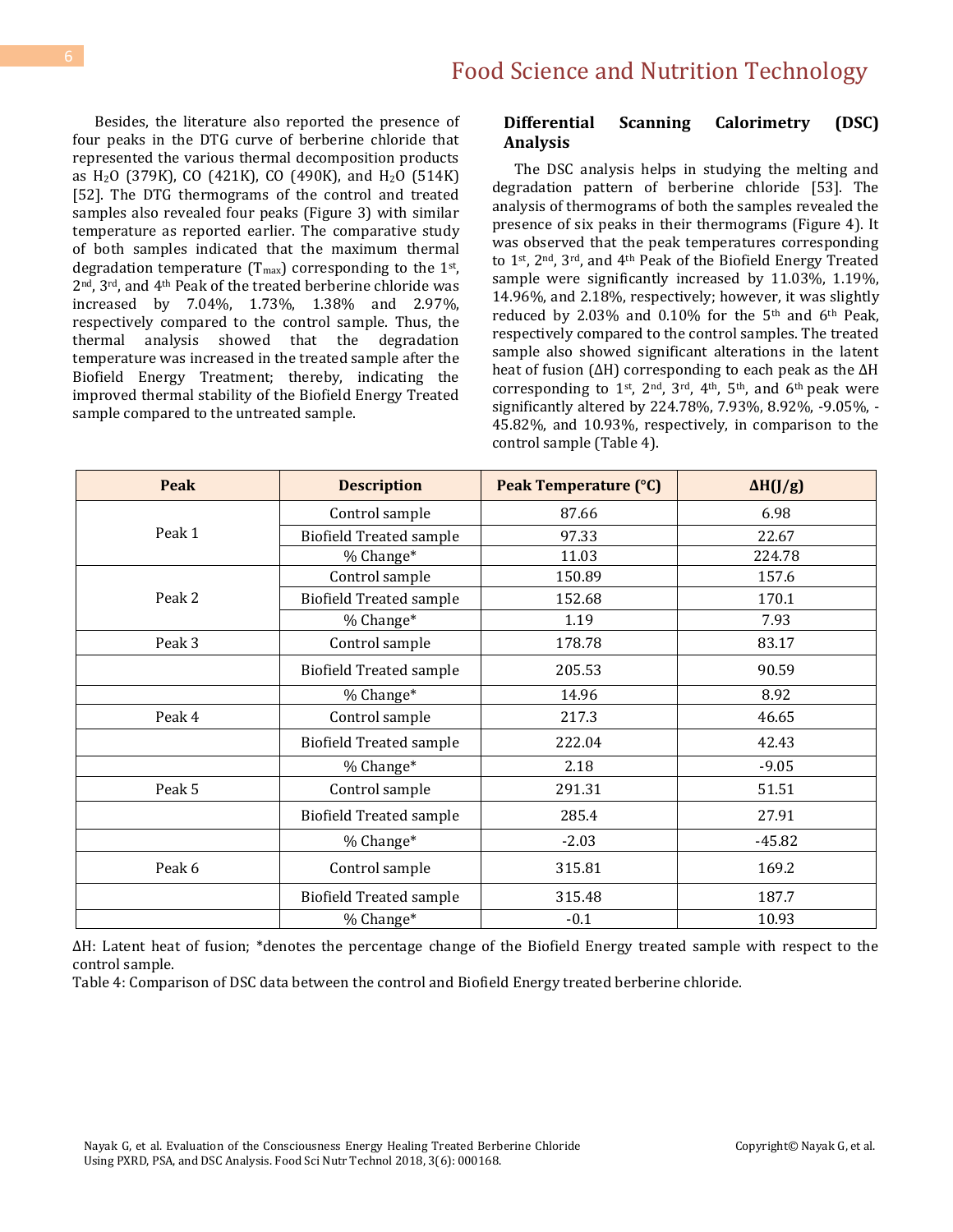Besides, the literature also reported the presence of four peaks in the DTG curve of berberine chloride that represented the various thermal decomposition products as $H_2O$ (379K), CO (421K), CO (490K), and $H_2O$ (514K) [52]. The DTG thermograms of the control and treated samples also revealed four peaks (Figure 3) with similar temperature as reported earlier. The comparative study of both samples indicated that the maximum thermal degradation temperature ($T_{max}$) corresponding to the 1st, 2nd, 3rd, and 4th Peak of the treated berberine chloride was increased by 7.04%, 1.73%, 1.38% and 2.97%, respectively compared to the control sample. Thus, the thermal analysis showed that the degradation temperature was increased in the treated sample after the Biofield Energy Treatment; thereby, indicating the improved thermal stability of the Biofield Energy Treated sample compared to the untreated sample.

## Differential Scanning Calorimetry (DSC) Analysis

The DSC analysis helps in studying the melting and degradation pattern of berberine chloride [53]. The analysis of thermograms of both the samples revealed the presence of six peaks in their thermograms (Figure 4). It was observed that the peak temperatures corresponding to 1st, 2nd, 3rd, and 4th Peak of the Biofield Energy Treated sample were significantly increased by 11.03%, 1.19%, 14.96%, and 2.18%, respectively; however, it was slightly reduced by 2.03% and 0.10% for the 5th and 6th Peak, respectively compared to the control samples. The treated sample also showed significant alterations in the latent heat of fusion (ΔH) corresponding to each peak as the ΔH corresponding to 1st, 2nd, 3rd, 4th, 5th, and 6th peak were significantly altered by 224.78%, 7.93%, 8.92%, -9.05%, -45.82%, and 10.93%, respectively, in comparison to the control sample (Table 4).

| Peak | Description | Peak Temperature (°C) | ΔH(J/g) |
|---|---|---|---|
| Peak 1 | Control sample | 87.66 | 6.98 |
| | Biofield Treated sample | 97.33 | 22.67 |
| | % Change* | 11.03 | 224.78 |
| Peak 2 | Control sample | 150.89 | 157.6 |
| | Biofield Treated sample | 152.68 | 170.1 |
| | % Change* | 1.19 | 7.93 |
| Peak 3 | Control sample | 178.78 | 83.17 |
| | Biofield Treated sample | 205.53 | 90.59 |
| | % Change* | 14.96 | 8.92 |
| Peak 4 | Control sample | 217.3 | 46.65 |
| | Biofield Treated sample | 222.04 | 42.43 |
| | % Change* | 2.18 | -9.05 |
| Peak 5 | Control sample | 291.31 | 51.51 |
| | Biofield Treated sample | 285.4 | 27.91 |
| | % Change* | -2.03 | -45.82 |
| Peak 6 | Control sample | 315.81 | 169.2 |
| | Biofield Treated sample | 315.48 | 187.7 |
| | % Change* | -0.1 | 10.93 |

ΔH: Latent heat of fusion; *denotes the percentage change of the Biofield Energy treated sample with respect to the control sample.

Table 4: Comparison of DSC data between the control and Biofield Energy treated berberine chloride.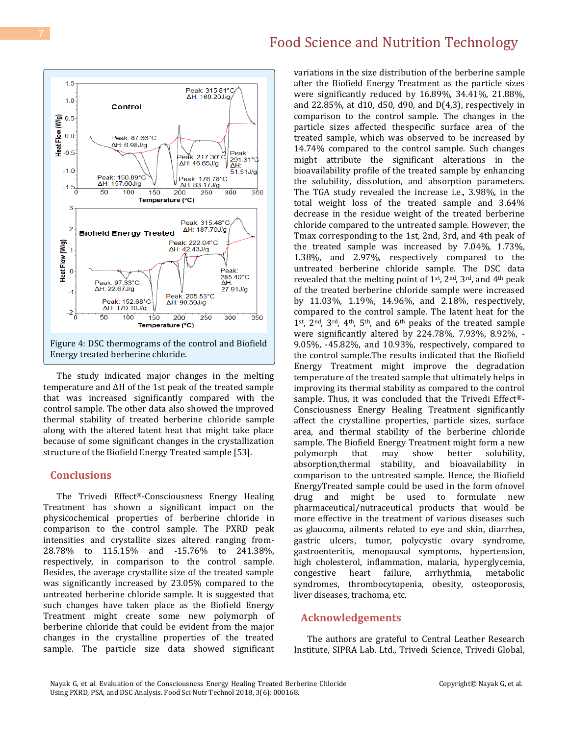Figure 4: DSC thermograms of the control and Biofield Energy treated berberine chloride.

The study indicated major changes in the melting temperature and ΔH of the 1st peak of the treated sample that was increased significantly compared with the control sample. The other data also showed the improved thermal stability of treated berberine chloride sample along with the altered latent heat that might take place because of some significant changes in the crystallization structure of the Biofield Energy Treated sample [53].

## Conclusions

The Trivedi Effect®-Consciousness Energy Healing Treatment has shown a significant impact on the physicochemical properties of berberine chloride in comparison to the control sample. The PXRD peak intensities and crystallite sizes altered ranging from -28.78% to 115.15% and -15.76% to 241.38%, respectively, in comparison to the control sample. Besides, the average crystallite size of the treated sample was significantly increased by 23.05% compared to the untreated berberine chloride sample. It is suggested that such changes have taken place as the Biofield Energy Treatment might create some new polymorph of berberine chloride that could be evident from the major changes in the crystalline properties of the treated sample. The particle size data showed significant variations in the size distribution of the berberine sample after the Biofield Energy Treatment as the particle sizes were significantly reduced by 16.89%, 34.41%, 21.88%, and 22.85%, at d10, d50, d90, and D(4,3), respectively in comparison to the control sample. The changes in the particle sizes affected thespecific surface area of the treated sample, which was observed to be increased by 14.74% compared to the control sample. Such changes might attribute the significant alterations in the bioavailability profile of the treated sample by enhancing the solubility, dissolution, and absorption parameters. The TGA study revealed the increase i.e., 3.98%, in the total weight loss of the treated sample and 3.64% decrease in the residue weight of the treated berberine chloride compared to the untreated sample. However, the Tmax corresponding to the 1st, 2nd, 3rd, and 4th peak of the treated sample was increased by 7.04%, 1.73%, 1.38%, and 2.97%, respectively compared to the untreated berberine chloride sample. The DSC data revealed that the melting point of 1st, 2nd, 3rd, and 4th peak of the treated berberine chloride sample were increased by 11.03%, 1.19%, 14.96%, and 2.18%, respectively, compared to the control sample. The latent heat for the 1st, 2nd, 3rd, 4th, 5th, and 6th peaks of the treated sample were significantly altered by 224.78%, 7.93%, 8.92%, -9.05%, -45.82%, and 10.93%, respectively, compared to the control sample.The results indicated that the Biofield Energy Treatment might improve the degradation temperature of the treated sample that ultimately helps in improving its thermal stability as compared to the control sample. Thus, it was concluded that the Trivedi Effect®-Consciousness Energy Healing Treatment significantly affect the crystalline properties, particle sizes, surface area, and thermal stability of the berberine chloride sample. The Biofield Energy Treatment might form a new polymorph that may show better solubility, absorption,thermal stability, and bioavailability in comparison to the untreated sample. Hence, the Biofield EnergyTreated sample could be used in the form ofnovel drug and might be used to formulate new pharmaceutical/nutraceutical products that would be more effective in the treatment of various diseases such as glaucoma, ailments related to eye and skin, diarrhea, gastric ulcers, tumor, polycystic ovary syndrome, gastroenteritis, menopausal symptoms, hypertension, high cholesterol, inflammation, malaria, hyperglycemia, congestive heart failure, arrhythmia, metabolic syndromes, thrombocytopenia, obesity, osteoporosis, liver diseases, trachoma, etc.

## Acknowledgements

The authors are grateful to Central Leather Research Institute, SIPRA Lab. Ltd., Trivedi Science, Trivedi Global,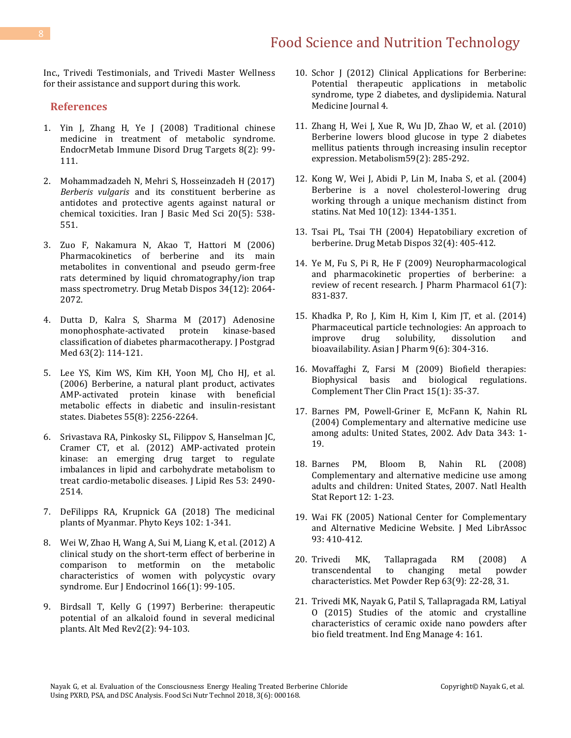Inc., Trivedi Testimonials, and Trivedi Master Wellness for their assistance and support during this work.

## References

1. Yin J, Zhang H, Ye J (2008) Traditional chinese medicine in treatment of metabolic syndrome. EndocrMetab Immune Disord Drug Targets 8(2): 99-111.
2. Mohammadzadeh N, Mehri S, Hosseinzadeh H (2017) *Berberis vulgaris* and its constituent berberine as antidotes and protective agents against natural or chemical toxicities. Iran J Basic Med Sci 20(5): 538-551.
3. Zuo F, Nakamura N, Akao T, Hattori M (2006) Pharmacokinetics of berberine and its main metabolites in conventional and pseudo germ-free rats determined by liquid chromatography/ion trap mass spectrometry. Drug Metab Dispos 34(12): 2064-2072.
4. Dutta D, Kalra S, Sharma M (2017) Adenosine monophosphate-activated protein kinase-based classification of diabetes pharmacotherapy. J Postgrad Med 63(2): 114-121.
5. Lee YS, Kim WS, Kim KH, Yoon MJ, Cho HJ, et al. (2006) Berberine, a natural plant product, activates AMP-activated protein kinase with beneficial metabolic effects in diabetic and insulin-resistant states. Diabetes 55(8): 2256-2264.
6. Srivastava RA, Pinkosky SL, Filippov S, Hanselman JC, Cramer CT, et al. (2012) AMP-activated protein kinase: an emerging drug target to regulate imbalances in lipid and carbohydrate metabolism to treat cardio-metabolic diseases. J Lipid Res 53: 2490-2514.
7. DeFilipps RA, Krupnick GA (2018) The medicinal plants of Myanmar. Phyto Keys 102: 1-341.
8. Wei W, Zhao H, Wang A, Sui M, Liang K, et al. (2012) A clinical study on the short-term effect of berberine in comparison to metformin on the metabolic characteristics of women with polycystic ovary syndrome. Eur J Endocrinol 166(1): 99-105.
9. Birdsall T, Kelly G (1997) Berberine: therapeutic potential of an alkaloid found in several medicinal plants. Alt Med Rev2(2): 94-103.
10. Schor J (2012) Clinical Applications for Berberine: Potential therapeutic applications in metabolic syndrome, type 2 diabetes, and dyslipidemia. Natural Medicine Journal 4.
11. Zhang H, Wei J, Xue R, Wu JD, Zhao W, et al. (2010) Berberine lowers blood glucose in type 2 diabetes mellitus patients through increasing insulin receptor expression. Metabolism59(2): 285-292.
12. Kong W, Wei J, Abidi P, Lin M, Inaba S, et al. (2004) Berberine is a novel cholesterol-lowering drug working through a unique mechanism distinct from statins. Nat Med 10(12): 1344-1351.
13. Tsai PL, Tsai TH (2004) Hepatobiliary excretion of berberine. Drug Metab Dispos 32(4): 405-412.
14. Ye M, Fu S, Pi R, He F (2009) Neuropharmacological and pharmacokinetic properties of berberine: a review of recent research. J Pharm Pharmacol 61(7): 831-837.
15. Khadka P, Ro J, Kim H, Kim I, Kim JT, et al. (2014) Pharmaceutical particle technologies: An approach to improve drug solubility, dissolution and bioavailability. Asian J Pharm 9(6): 304-316.
16. Movaffaghi Z, Farsi M (2009) Biofield therapies: Biophysical basis and biological regulations. Complement Ther Clin Pract 15(1): 35-37.
17. Barnes PM, Powell-Griner E, McFann K, Nahin RL (2004) Complementary and alternative medicine use among adults: United States, 2002. Adv Data 343: 1-19.
18. Barnes PM, Bloom B, Nahin RL (2008) Complementary and alternative medicine use among adults and children: United States, 2007. Natl Health Stat Report 12: 1-23.
19. Wai FK (2005) National Center for Complementary and Alternative Medicine Website. J Med LibrAssoc 93: 410-412.
20. Trivedi MK, Tallapragada RM (2008) A transcendental to changing metal powder characteristics. Met Powder Rep 63(9): 22-28, 31.
21. Trivedi MK, Nayak G, Patil S, Tallapragada RM, Latiyal O (2015) Studies of the atomic and crystalline characteristics of ceramic oxide nano powders after bio field treatment. Ind Eng Manage 4: 161.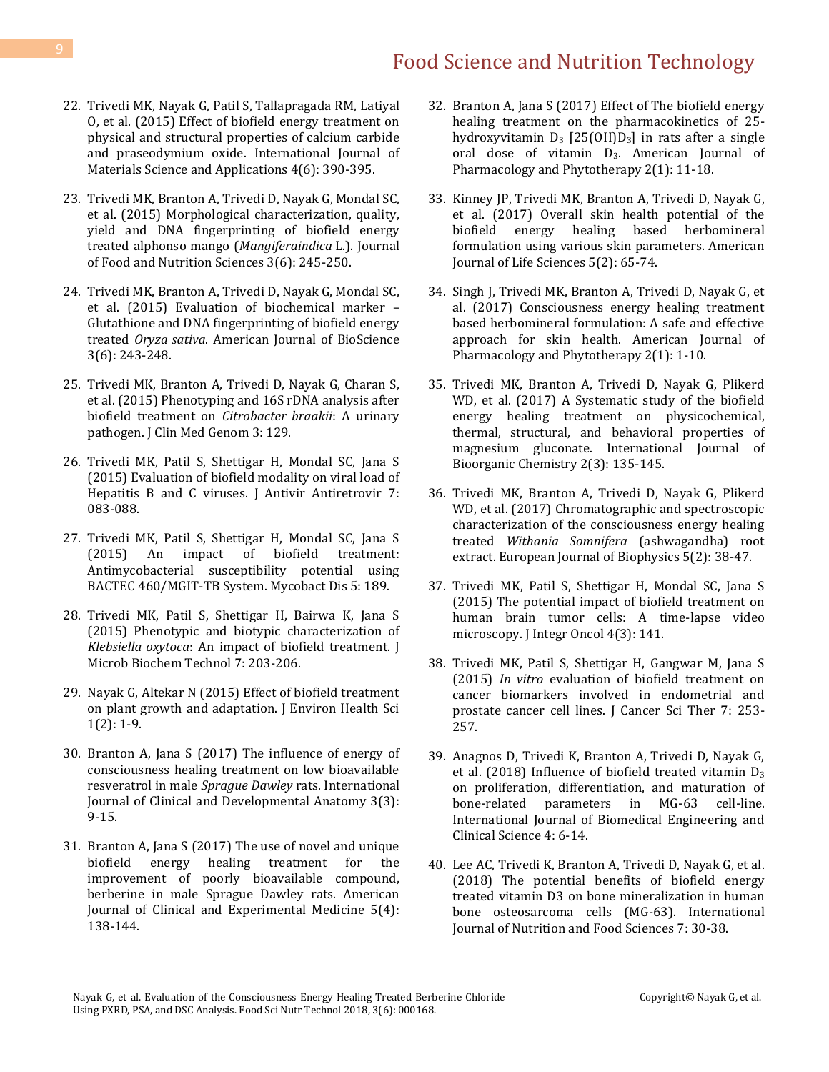22. Trivedi MK, Nayak G, Patil S, Tallapragada RM, Latiyal O, et al. (2015) Effect of biofield energy treatment on physical and structural properties of calcium carbide and praseodymium oxide. International Journal of Materials Science and Applications 4(6): 390-395.

23. Trivedi MK, Branton A, Trivedi D, Nayak G, Mondal SC, et al. (2015) Morphological characterization, quality, yield and DNA fingerprinting of biofield energy treated alphonso mango (*Mangiferaindica* L.). Journal of Food and Nutrition Sciences 3(6): 245-250.

24. Trivedi MK, Branton A, Trivedi D, Nayak G, Mondal SC, et al. (2015) Evaluation of biochemical marker – Glutathione and DNA fingerprinting of biofield energy treated *Oryza sativa*. American Journal of BioScience 3(6): 243-248.

25. Trivedi MK, Branton A, Trivedi D, Nayak G, Charan S, et al. (2015) Phenotyping and 16S rDNA analysis after biofield treatment on *Citrobacter braakii*: A urinary pathogen. J Clin Med Genom 3: 129.

26. Trivedi MK, Patil S, Shettigar H, Mondal SC, Jana S (2015) Evaluation of biofield modality on viral load of Hepatitis B and C viruses. J Antivir Antiretrovir 7: 083-088.

27. Trivedi MK, Patil S, Shettigar H, Mondal SC, Jana S (2015) An impact of biofield treatment: Antimycobacterial susceptibility potential using BACTEC 460/MGIT-TB System. Mycobact Dis 5: 189.

28. Trivedi MK, Patil S, Shettigar H, Bairwa K, Jana S (2015) Phenotypic and biotypic characterization of *Klebsiella oxytoca*: An impact of biofield treatment. J Microb Biochem Technol 7: 203-206.

29. Nayak G, Altekar N (2015) Effect of biofield treatment on plant growth and adaptation. J Environ Health Sci 1(2): 1-9.

30. Branton A, Jana S (2017) The influence of energy of consciousness healing treatment on low bioavailable resveratrol in male *Sprague Dawley* rats. International Journal of Clinical and Developmental Anatomy 3(3): 9-15.

31. Branton A, Jana S (2017) The use of novel and unique biofield energy healing treatment for the improvement of poorly bioavailable compound, berberine in male Sprague Dawley rats. American Journal of Clinical and Experimental Medicine 5(4): 138-144.

32. Branton A, Jana S (2017) Effect of The biofield energy healing treatment on the pharmacokinetics of 25-hydroxyvitamin $D_3$ [25(OH)$D_3$] in rats after a single oral dose of vitamin $D_3$. American Journal of Pharmacology and Phytotherapy 2(1): 11-18.

33. Kinney JP, Trivedi MK, Branton A, Trivedi D, Nayak G, et al. (2017) Overall skin health potential of the biofield energy healing based herbomineral formulation using various skin parameters. American Journal of Life Sciences 5(2): 65-74.

34. Singh J, Trivedi MK, Branton A, Trivedi D, Nayak G, et al. (2017) Consciousness energy healing treatment based herbomineral formulation: A safe and effective approach for skin health. American Journal of Pharmacology and Phytotherapy 2(1): 1-10.

35. Trivedi MK, Branton A, Trivedi D, Nayak G, Plikerd WD, et al. (2017) A Systematic study of the biofield energy healing treatment on physicochemical, thermal, structural, and behavioral properties of magnesium gluconate. International Journal of Bioorganic Chemistry 2(3): 135-145.

36. Trivedi MK, Branton A, Trivedi D, Nayak G, Plikerd WD, et al. (2017) Chromatographic and spectroscopic characterization of the consciousness energy healing treated *Withania Somnifera* (ashwagandha) root extract. European Journal of Biophysics 5(2): 38-47.

37. Trivedi MK, Patil S, Shettigar H, Mondal SC, Jana S (2015) The potential impact of biofield treatment on human brain tumor cells: A time-lapse video microscopy. J Integr Oncol 4(3): 141.

38. Trivedi MK, Patil S, Shettigar H, Gangwar M, Jana S (2015) *In vitro* evaluation of biofield treatment on cancer biomarkers involved in endometrial and prostate cancer cell lines. J Cancer Sci Ther 7: 253-257.

39. Anagnos D, Trivedi K, Branton A, Trivedi D, Nayak G, et al. (2018) Influence of biofield treated vitamin $D_3$ on proliferation, differentiation, and maturation of bone-related parameters in MG-63 cell-line. International Journal of Biomedical Engineering and Clinical Science 4: 6-14.

40. Lee AC, Trivedi K, Branton A, Trivedi D, Nayak G, et al. (2018) The potential benefits of biofield energy treated vitamin D3 on bone mineralization in human bone osteosarcoma cells (MG-63). International Journal of Nutrition and Food Sciences 7: 30-38.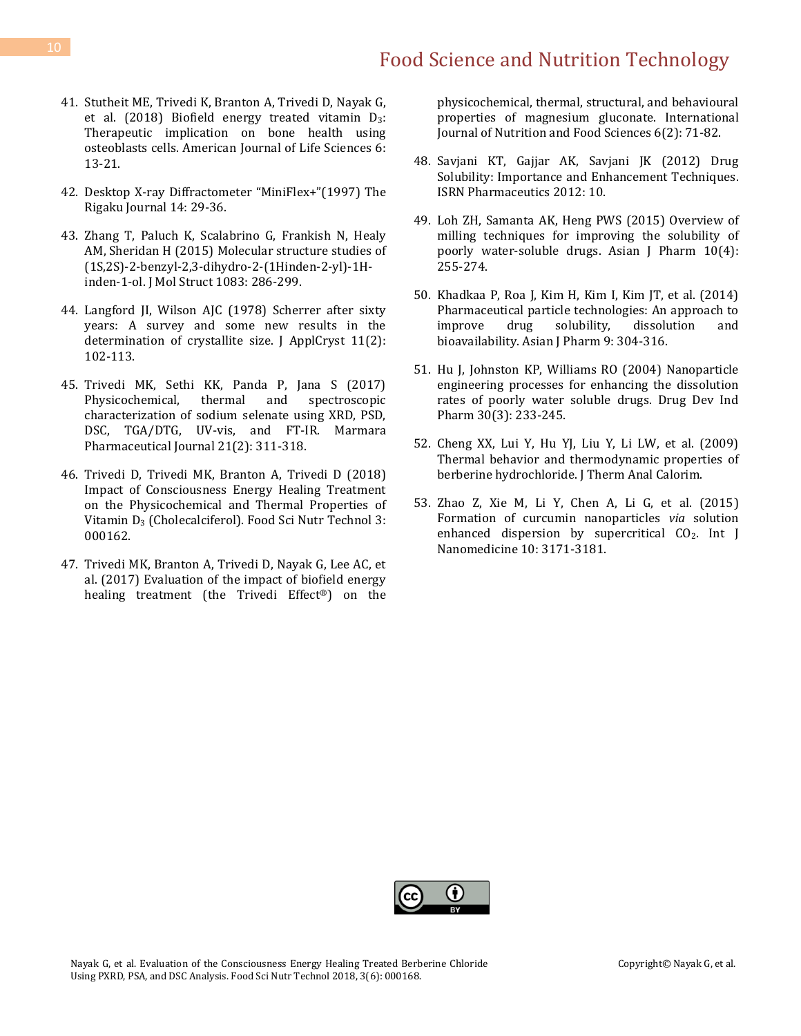41. Stutheit ME, Trivedi K, Branton A, Trivedi D, Nayak G, et al. (2018) Biofield energy treated vitamin $D_3$: Therapeutic implication on bone health using osteoblasts cells. American Journal of Life Sciences 6: 13-21.

42. Desktop X-ray Diffractometer "MiniFlex+"(1997) The Rigaku Journal 14: 29-36.

43. Zhang T, Paluch K, Scalabrino G, Frankish N, Healy AM, Sheridan H (2015) Molecular structure studies of (1S,2S)-2-benzyl-2,3-dihydro-2-(1Hinden-2-yl)-1H-inden-1-ol. J Mol Struct 1083: 286-299.

44. Langford JI, Wilson AJC (1978) Scherrer after sixty years: A survey and some new results in the determination of crystallite size. J ApplCryst 11(2): 102-113.

45. Trivedi MK, Sethi KK, Panda P, Jana S (2017) Physicochemical, thermal and spectroscopic characterization of sodium selenate using XRD, PSD, DSC, TGA/DTG, UV-vis, and FT-IR. Marmara Pharmaceutical Journal 21(2): 311-318.

46. Trivedi D, Trivedi MK, Branton A, Trivedi D (2018) Impact of Consciousness Energy Healing Treatment on the Physicochemical and Thermal Properties of Vitamin $D_3$ (Cholecalciferol). Food Sci Nutr Technol 3: 000162.

47. Trivedi MK, Branton A, Trivedi D, Nayak G, Lee AC, et al. (2017) Evaluation of the impact of biofield energy healing treatment (the Trivedi Effect®) on the physicochemical, thermal, structural, and behavioural properties of magnesium gluconate. International Journal of Nutrition and Food Sciences 6(2): 71-82.

48. Savjani KT, Gajjar AK, Savjani JK (2012) Drug Solubility: Importance and Enhancement Techniques. ISRN Pharmaceutics 2012: 10.

49. Loh ZH, Samanta AK, Heng PWS (2015) Overview of milling techniques for improving the solubility of poorly water-soluble drugs. Asian J Pharm 10(4): 255-274.

50. Khadkaa P, Roa J, Kim H, Kim I, Kim JT, et al. (2014) Pharmaceutical particle technologies: An approach to improve drug solubility, dissolution and bioavailability. Asian J Pharm 9: 304-316.

51. Hu J, Johnston KP, Williams RO (2004) Nanoparticle engineering processes for enhancing the dissolution rates of poorly water soluble drugs. Drug Dev Ind Pharm 30(3): 233-245.

52. Cheng XX, Lui Y, Hu YJ, Liu Y, Li LW, et al. (2009) Thermal behavior and thermodynamic properties of berberine hydrochloride. J Therm Anal Calorim.

53. Zhao Z, Xie M, Li Y, Chen A, Li G, et al. (2015) Formation of curcumin nanoparticles *via* solution enhanced dispersion by supercritical $CO_2$. Int J Nanomedicine 10: 3171-3181.